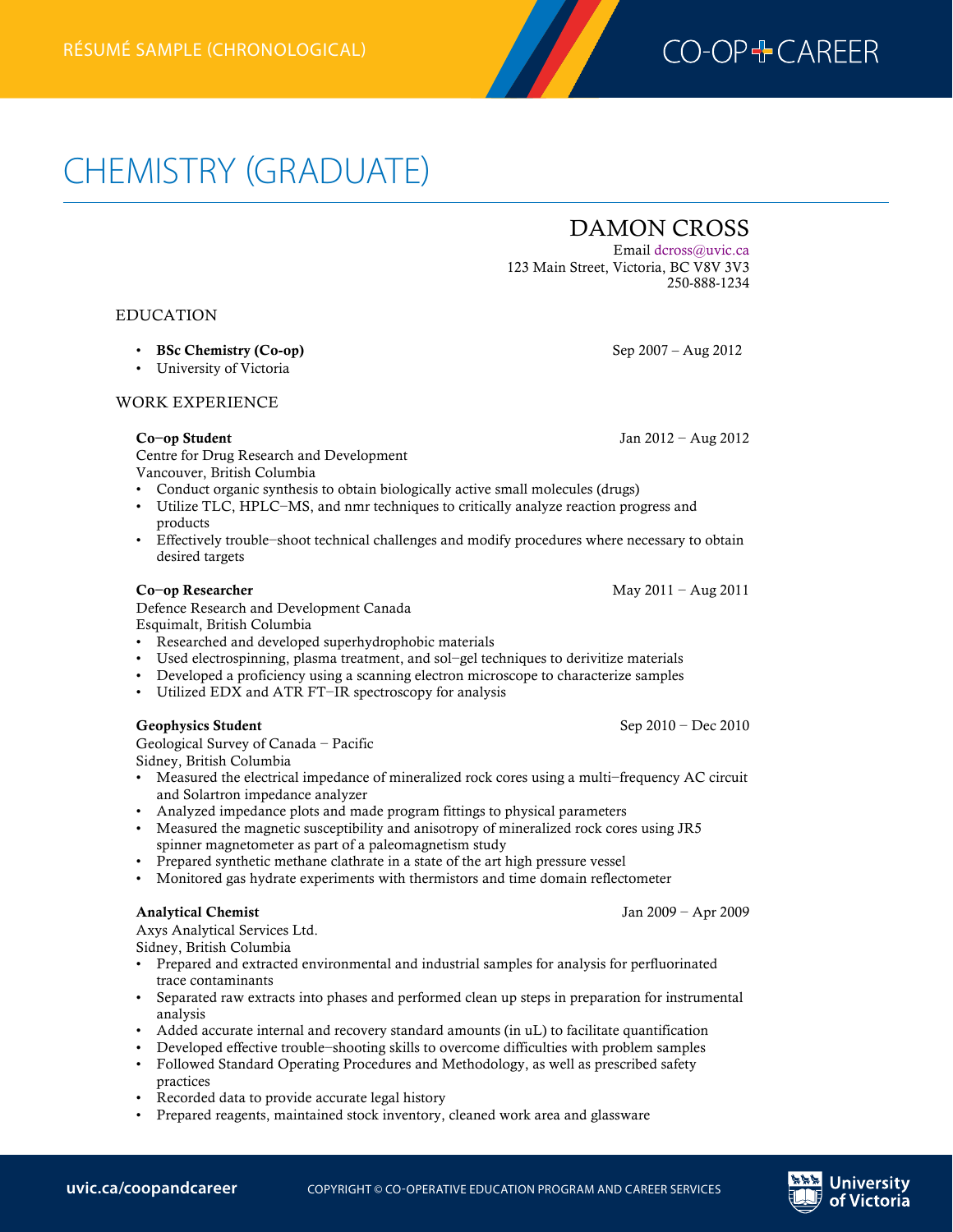RÉSUMÉ SAMPLE (CHRONOLOGICAL)

# CHEMISTRY (GRADUATE)

## DAMON CROSS

Email dcross@uvic.ca
123 Main Street, Victoria, BC V8V 3V3
250-888-1234

### EDUCATION

- **BSc Chemistry (Co-op)** Sep 2007 – Aug 2012
- University of Victoria

### WORK EXPERIENCE

**Co–op Student** Jan 2012 – Aug 2012
Centre for Drug Research and Development
Vancouver, British Columbia

- Conduct organic synthesis to obtain biologically active small molecules (drugs)
- Utilize TLC, HPLC–MS, and nmr techniques to critically analyze reaction progress and products
- Effectively trouble–shoot technical challenges and modify procedures where necessary to obtain desired targets

**Co–op Researcher** May 2011 – Aug 2011
Defence Research and Development Canada
Esquimalt, British Columbia

- Researched and developed superhydrophobic materials
- Used electrospinning, plasma treatment, and sol–gel techniques to derivitize materials
- Developed a proficiency using a scanning electron microscope to characterize samples
- Utilized EDX and ATR FT–IR spectroscopy for analysis

**Geophysics Student** Sep 2010 – Dec 2010
Geological Survey of Canada – Pacific
Sidney, British Columbia

- Measured the electrical impedance of mineralized rock cores using a multi–frequency AC circuit and Solartron impedance analyzer
- Analyzed impedance plots and made program fittings to physical parameters
- Measured the magnetic susceptibility and anisotropy of mineralized rock cores using JR5 spinner magnetometer as part of a paleomagnetism study
- Prepared synthetic methane clathrate in a state of the art high pressure vessel
- Monitored gas hydrate experiments with thermistors and time domain reflectometer

**Analytical Chemist** Jan 2009 – Apr 2009
Axys Analytical Services Ltd.
Sidney, British Columbia

- Prepared and extracted environmental and industrial samples for analysis for perfluorinated trace contaminants
- Separated raw extracts into phases and performed clean up steps in preparation for instrumental analysis
- Added accurate internal and recovery standard amounts (in uL) to facilitate quantification
- Developed effective trouble–shooting skills to overcome difficulties with problem samples
- Followed Standard Operating Procedures and Methodology, as well as prescribed safety practices
- Recorded data to provide accurate legal history
- Prepared reagents, maintained stock inventory, cleaned work area and glassware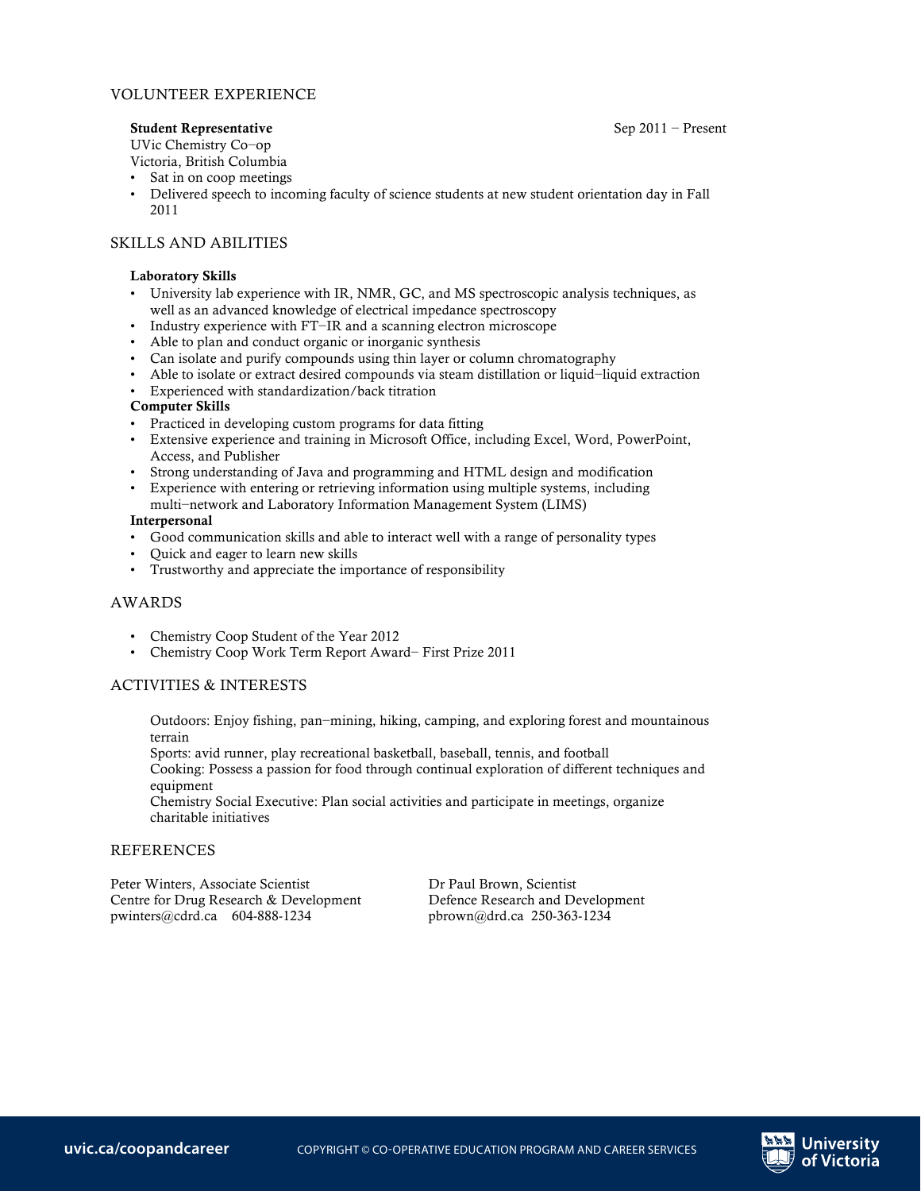## VOLUNTEER EXPERIENCE

**Student Representative** Sep 2011 – Present
UVic Chemistry Co–op
Victoria, British Columbia

- Sat in on coop meetings
- Delivered speech to incoming faculty of science students at new student orientation day in Fall 2011

## SKILLS AND ABILITIES

**Laboratory Skills**

- University lab experience with IR, NMR, GC, and MS spectroscopic analysis techniques, as well as an advanced knowledge of electrical impedance spectroscopy
- Industry experience with FT–IR and a scanning electron microscope
- Able to plan and conduct organic or inorganic synthesis
- Can isolate and purify compounds using thin layer or column chromatography
- Able to isolate or extract desired compounds via steam distillation or liquid–liquid extraction
- Experienced with standardization/back titration

**Computer Skills**

- Practiced in developing custom programs for data fitting
- Extensive experience and training in Microsoft Office, including Excel, Word, PowerPoint, Access, and Publisher
- Strong understanding of Java and programming and HTML design and modification
- Experience with entering or retrieving information using multiple systems, including multi–network and Laboratory Information Management System (LIMS)

**Interpersonal**

- Good communication skills and able to interact well with a range of personality types
- Quick and eager to learn new skills
- Trustworthy and appreciate the importance of responsibility

## AWARDS

- Chemistry Coop Student of the Year 2012
- Chemistry Coop Work Term Report Award– First Prize 2011

## ACTIVITIES & INTERESTS

Outdoors: Enjoy fishing, pan–mining, hiking, camping, and exploring forest and mountainous terrain

Sports: avid runner, play recreational basketball, baseball, tennis, and football

Cooking: Possess a passion for food through continual exploration of different techniques and equipment

Chemistry Social Executive: Plan social activities and participate in meetings, organize charitable initiatives

## REFERENCES

Peter Winters, Associate Scientist
Centre for Drug Research & Development
pwinters@cdrd.ca 604-888-1234

Dr Paul Brown, Scientist
Defence Research and Development
pbrown@drd.ca 250-363-1234